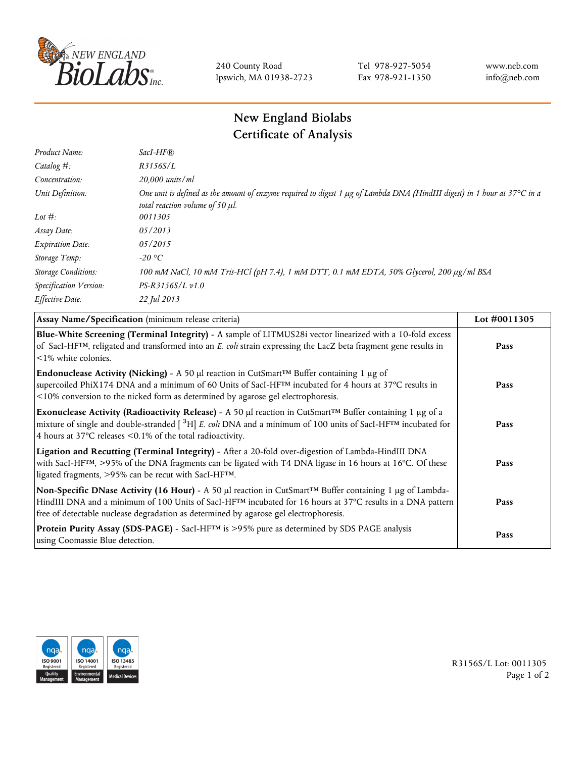240 County Road
Ipswich, MA 01938-2723

Tel 978-927-5054
Fax 978-921-1350

www.neb.com
info@neb.com

# New England Biolabs
# Certificate of Analysis

| | |
|---|---|
| *Product Name:* | *SacI-HF®* |
| *Catalog #:* | *R3156S/L* |
| *Concentration:* | *20,000 units/ml* |
| *Unit Definition:* | *One unit is defined as the amount of enzyme required to digest 1 µg of Lambda DNA (HindIII digest) in 1 hour at 37°C in a total reaction volume of 50 µl.* |
| *Lot #:* | *0011305* |
| *Assay Date:* | *05/2013* |
| *Expiration Date:* | *05/2015* |
| *Storage Temp:* | *-20 °C* |
| *Storage Conditions:* | *100 mM NaCl, 10 mM Tris-HCl (pH 7.4), 1 mM DTT, 0.1 mM EDTA, 50% Glycerol, 200 µg/ml BSA* |
| *Specification Version:* | *PS-R3156S/L v1.0* |
| *Effective Date:* | *22 Jul 2013* |

| **Assay Name/Specification** (minimum release criteria) | **Lot #0011305** |
|---|---|
| **Blue-White Screening (Terminal Integrity)** - A sample of LITMUS28i vector linearized with a 10-fold excess of SacI-HF™, religated and transformed into an *E. coli* strain expressing the LacZ beta fragment gene results in <1% white colonies. | **Pass** |
| **Endonuclease Activity (Nicking)** - A 50 µl reaction in CutSmart™ Buffer containing 1 µg of supercoiled PhiX174 DNA and a minimum of 60 Units of SacI-HF™ incubated for 4 hours at 37°C results in <10% conversion to the nicked form as determined by agarose gel electrophoresis. | **Pass** |
| **Exonuclease Activity (Radioactivity Release)** - A 50 µl reaction in CutSmart™ Buffer containing 1 µg of a mixture of single and double-stranded [ $^{3}$H] *E. coli* DNA and a minimum of 100 units of SacI-HF™ incubated for 4 hours at 37°C releases <0.1% of the total radioactivity. | **Pass** |
| **Ligation and Recutting (Terminal Integrity)** - After a 20-fold over-digestion of Lambda-HindIII DNA with SacI-HF™, >95% of the DNA fragments can be ligated with T4 DNA ligase in 16 hours at 16°C. Of these ligated fragments, >95% can be recut with SacI-HF™. | **Pass** |
| **Non-Specific DNase Activity (16 Hour)** - A 50 µl reaction in CutSmart™ Buffer containing 1 µg of Lambda-HindIII DNA and a minimum of 100 Units of SacI-HF™ incubated for 16 hours at 37°C results in a DNA pattern free of detectable nuclease degradation as determined by agarose gel electrophoresis. | **Pass** |
| **Protein Purity Assay (SDS-PAGE)** - SacI-HF™ is >95% pure as determined by SDS PAGE analysis using Coomassie Blue detection. | **Pass** |

R3156S/L Lot: 0011305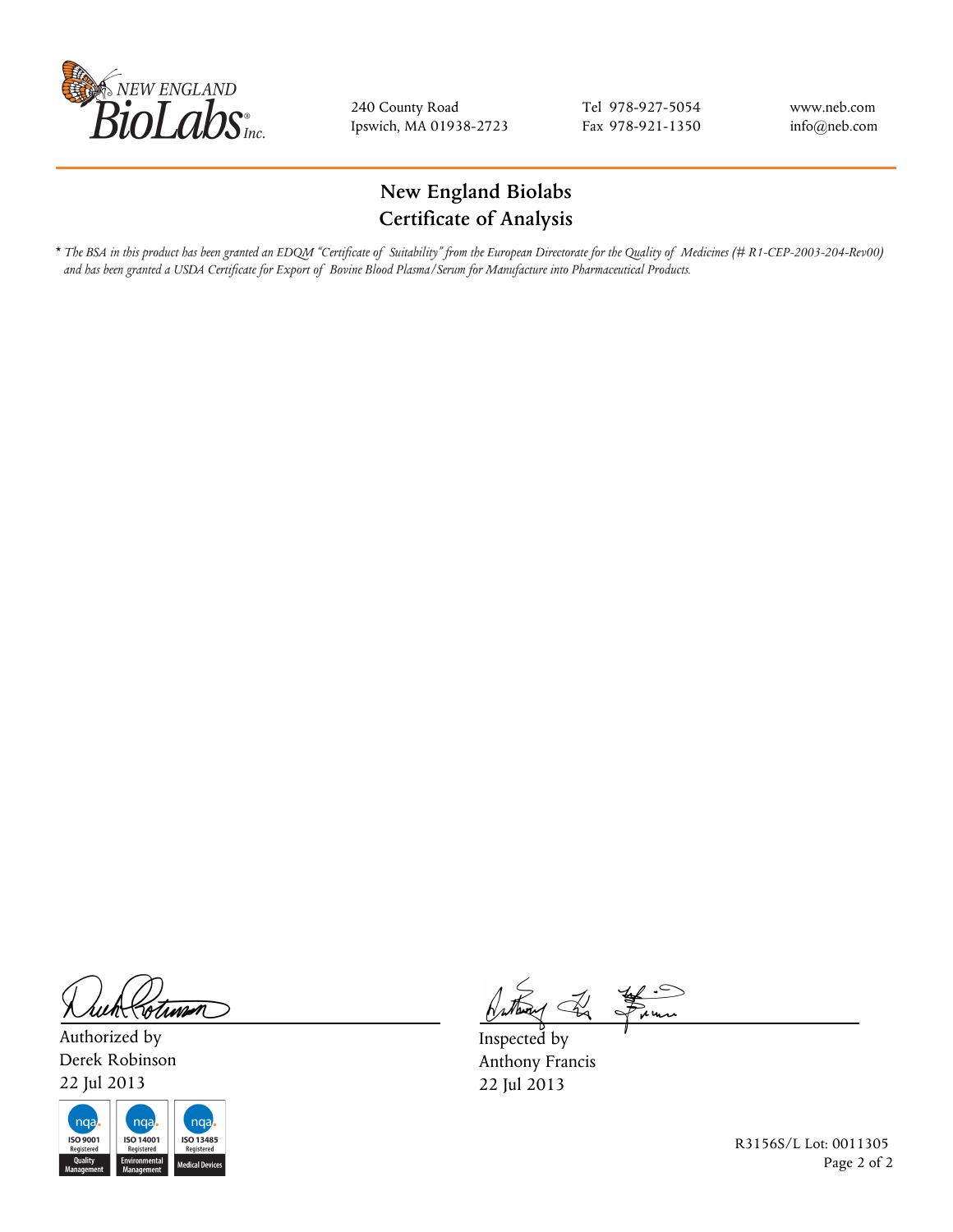240 County Road
Ipswich, MA 01938-2723

Tel 978-927-5054
Fax 978-921-1350

www.neb.com
info@neb.com

## New England Biolabs
## Certificate of Analysis

* *The BSA in this product has been granted an EDQM "Certificate of Suitability" from the European Directorate for the Quality of Medicines (# R1-CEP-2003-204-Rev00) and has been granted a USDA Certificate for Export of Bovine Blood Plasma/Serum for Manufacture into Pharmaceutical Products.*

Authorized by
Derek Robinson
22 Jul 2013

Inspected by
Anthony Francis
22 Jul 2013

ISO 9001 Registered Quality Management | ISO 14001 Registered Environmental Management | ISO 13485 Registered Medical Devices

R3156S/L Lot: 0011305